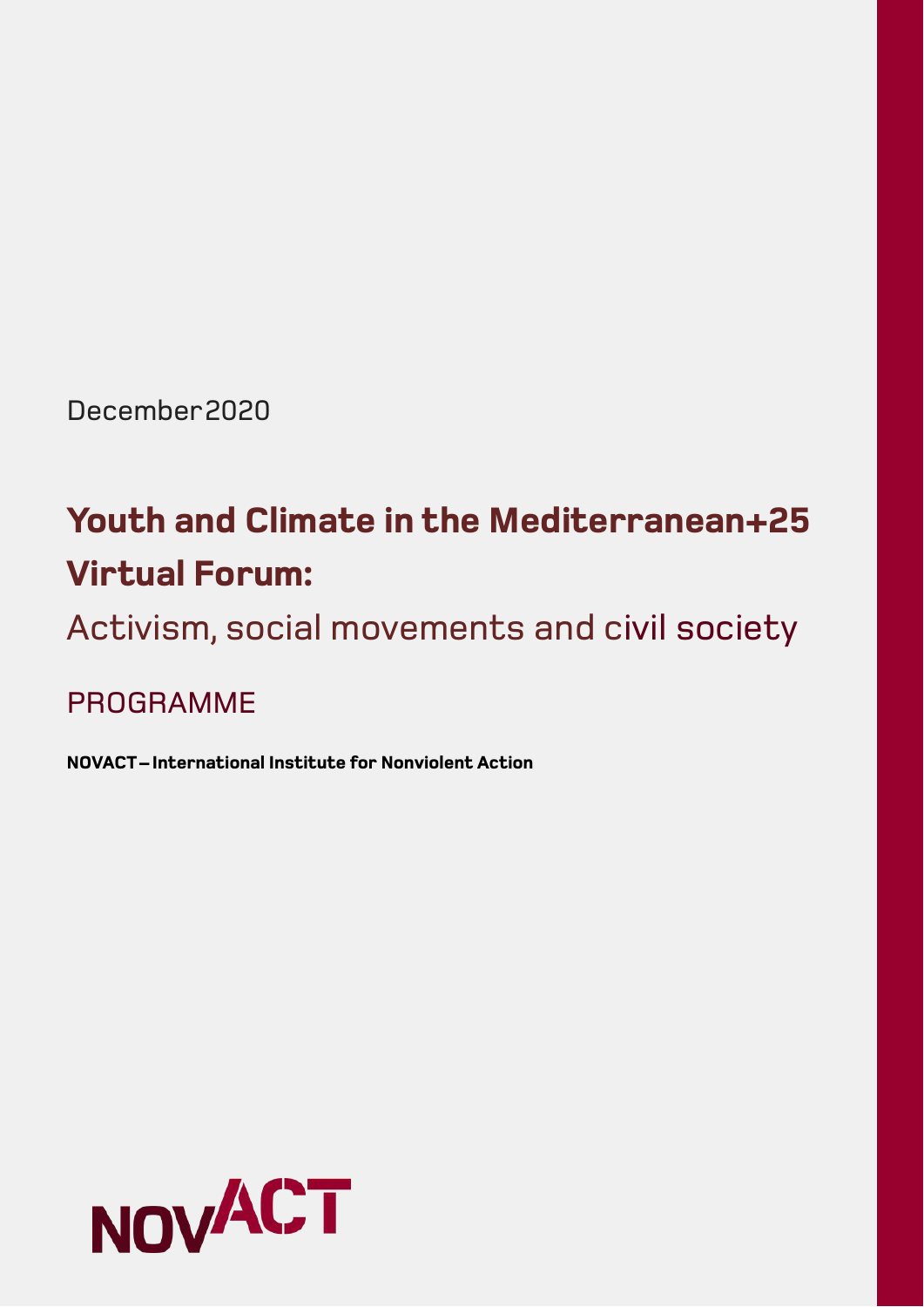December 2020

# Youth and Climate in the Mediterranean+25 Virtual Forum:

## Activism, social movements and civil society

PROGRAMME

**NOVACT – International Institute for Nonviolent Action**

NOVACT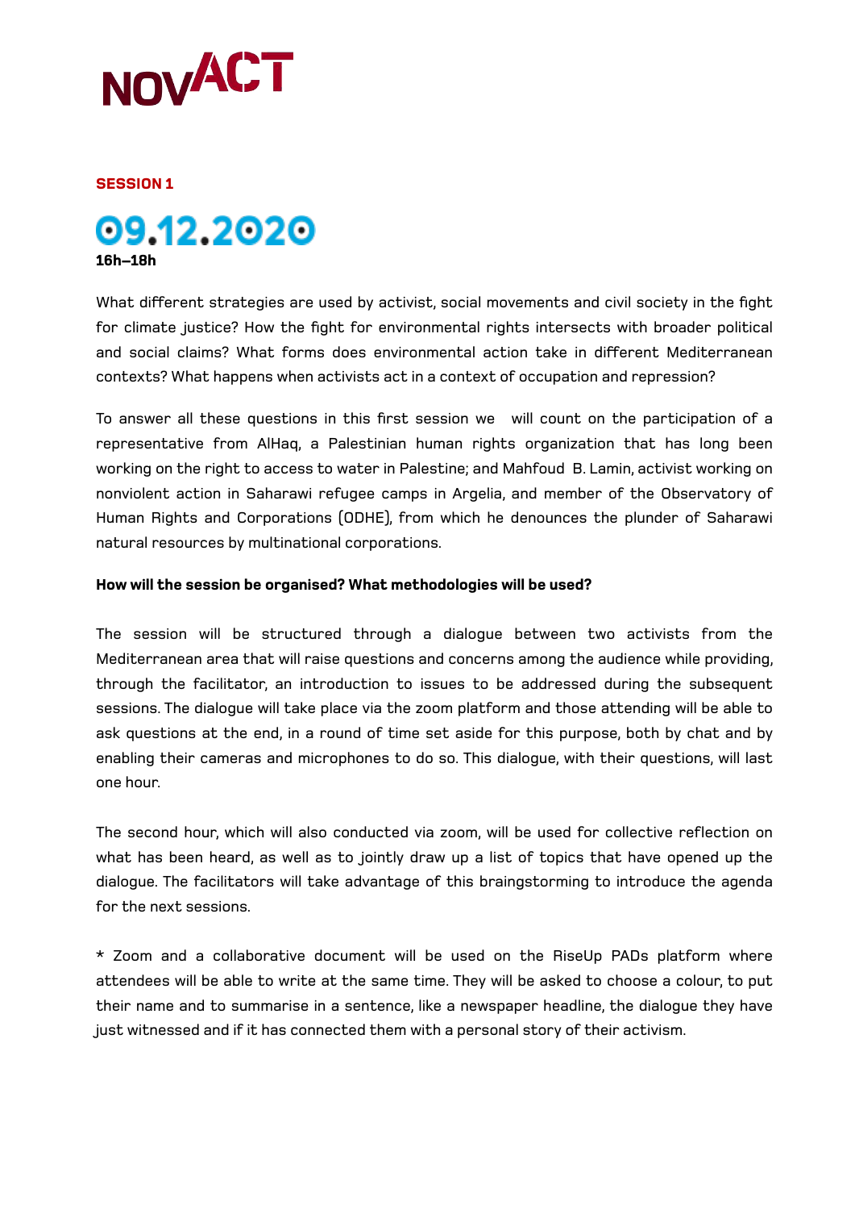**SESSION 1**

## 09.12.2020

**16h–18h**

What different strategies are used by activist, social movements and civil society in the fight for climate justice? How the fight for environmental rights intersects with broader political and social claims? What forms does environmental action take in different Mediterranean contexts? What happens when activists act in a context of occupation and repression?

To answer all these questions in this first session we will count on the participation of a representative from AlHaq, a Palestinian human rights organization that has long been working on the right to access to water in Palestine; and Mahfoud B. Lamin, activist working on nonviolent action in Saharawi refugee camps in Argelia, and member of the Observatory of Human Rights and Corporations (ODHE), from which he denounces the plunder of Saharawi natural resources by multinational corporations.

**How will the session be organised? What methodologies will be used?**

The session will be structured through a dialogue between two activists from the Mediterranean area that will raise questions and concerns among the audience while providing, through the facilitator, an introduction to issues to be addressed during the subsequent sessions. The dialogue will take place via the zoom platform and those attending will be able to ask questions at the end, in a round of time set aside for this purpose, both by chat and by enabling their cameras and microphones to do so. This dialogue, with their questions, will last one hour.

The second hour, which will also conducted via zoom, will be used for collective reflection on what has been heard, as well as to jointly draw up a list of topics that have opened up the dialogue. The facilitators will take advantage of this braingstorming to introduce the agenda for the next sessions.

* Zoom and a collaborative document will be used on the RiseUp PADs platform where attendees will be able to write at the same time. They will be asked to choose a colour, to put their name and to summarise in a sentence, like a newspaper headline, the dialogue they have just witnessed and if it has connected them with a personal story of their activism.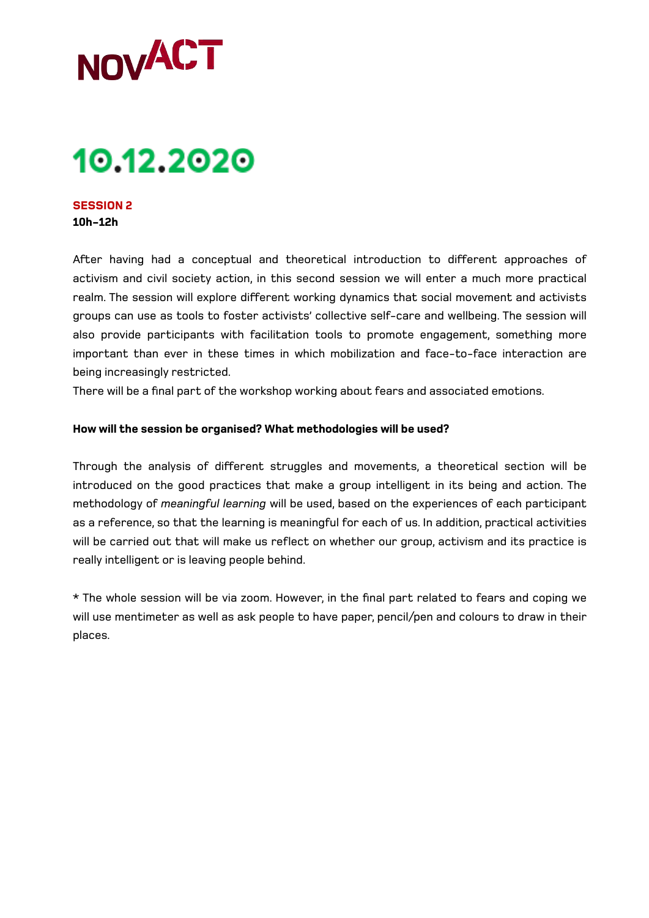NOVACT

# 10.12.2020

**SESSION 2**
**10h–12h**

After having had a conceptual and theoretical introduction to different approaches of activism and civil society action, in this second session we will enter a much more practical realm. The session will explore different working dynamics that social movement and activists groups can use as tools to foster activists' collective self-care and wellbeing. The session will also provide participants with facilitation tools to promote engagement, something more important than ever in these times in which mobilization and face-to-face interaction are being increasingly restricted.
There will be a final part of the workshop working about fears and associated emotions.

**How will the session be organised? What methodologies will be used?**

Through the analysis of different struggles and movements, a theoretical section will be introduced on the good practices that make a group intelligent in its being and action. The methodology of *meaningful learning* will be used, based on the experiences of each participant as a reference, so that the learning is meaningful for each of us. In addition, practical activities will be carried out that will make us reflect on whether our group, activism and its practice is really intelligent or is leaving people behind.

* The whole session will be via zoom. However, in the final part related to fears and coping we will use mentimeter as well as ask people to have paper, pencil/pen and colours to draw in their places.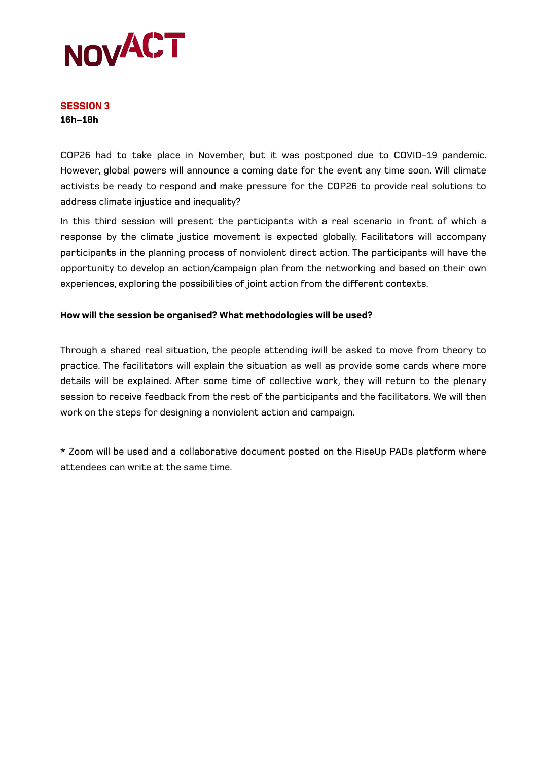**SESSION 3**
**16h–18h**

COP26 had to take place in November, but it was postponed due to COVID-19 pandemic. However, global powers will announce a coming date for the event any time soon. Will climate activists be ready to respond and make pressure for the COP26 to provide real solutions to address climate injustice and inequality?

In this third session will present the participants with a real scenario in front of which a response by the climate justice movement is expected globally. Facilitators will accompany participants in the planning process of nonviolent direct action. The participants will have the opportunity to develop an action/campaign plan from the networking and based on their own experiences, exploring the possibilities of joint action from the different contexts.

**How will the session be organised? What methodologies will be used?**

Through a shared real situation, the people attending iwill be asked to move from theory to practice. The facilitators will explain the situation as well as provide some cards where more details will be explained. After some time of collective work, they will return to the plenary session to receive feedback from the rest of the participants and the facilitators. We will then work on the steps for designing a nonviolent action and campaign.

* Zoom will be used and a collaborative document posted on the RiseUp PADs platform where attendees can write at the same time.